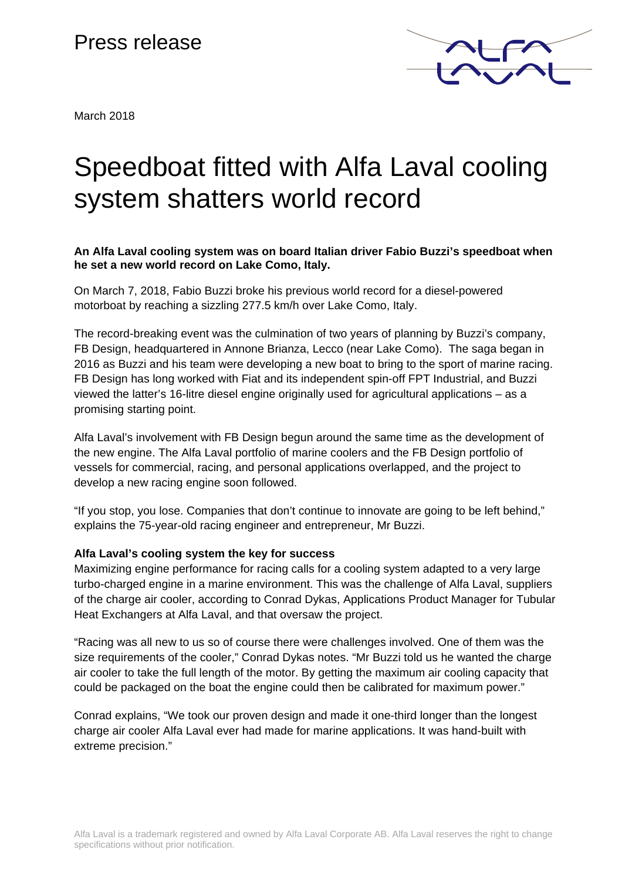Press release

March 2018

# Speedboat fitted with Alfa Laval cooling system shatters world record

**An Alfa Laval cooling system was on board Italian driver Fabio Buzzi's speedboat when he set a new world record on Lake Como, Italy.**

On March 7, 2018, Fabio Buzzi broke his previous world record for a diesel-powered motorboat by reaching a sizzling 277.5 km/h over Lake Como, Italy.

The record-breaking event was the culmination of two years of planning by Buzzi's company, FB Design, headquartered in Annone Brianza, Lecco (near Lake Como). The saga began in 2016 as Buzzi and his team were developing a new boat to bring to the sport of marine racing. FB Design has long worked with Fiat and its independent spin-off FPT Industrial, and Buzzi viewed the latter's 16-litre diesel engine originally used for agricultural applications – as a promising starting point.

Alfa Laval's involvement with FB Design begun around the same time as the development of the new engine. The Alfa Laval portfolio of marine coolers and the FB Design portfolio of vessels for commercial, racing, and personal applications overlapped, and the project to develop a new racing engine soon followed.

"If you stop, you lose. Companies that don't continue to innovate are going to be left behind," explains the 75-year-old racing engineer and entrepreneur, Mr Buzzi.

**Alfa Laval's cooling system the key for success**

Maximizing engine performance for racing calls for a cooling system adapted to a very large turbo-charged engine in a marine environment. This was the challenge of Alfa Laval, suppliers of the charge air cooler, according to Conrad Dykas, Applications Product Manager for Tubular Heat Exchangers at Alfa Laval, and that oversaw the project.

"Racing was all new to us so of course there were challenges involved. One of them was the size requirements of the cooler," Conrad Dykas notes. "Mr Buzzi told us he wanted the charge air cooler to take the full length of the motor. By getting the maximum air cooling capacity that could be packaged on the boat the engine could then be calibrated for maximum power."

Conrad explains, "We took our proven design and made it one-third longer than the longest charge air cooler Alfa Laval ever had made for marine applications. It was hand-built with extreme precision."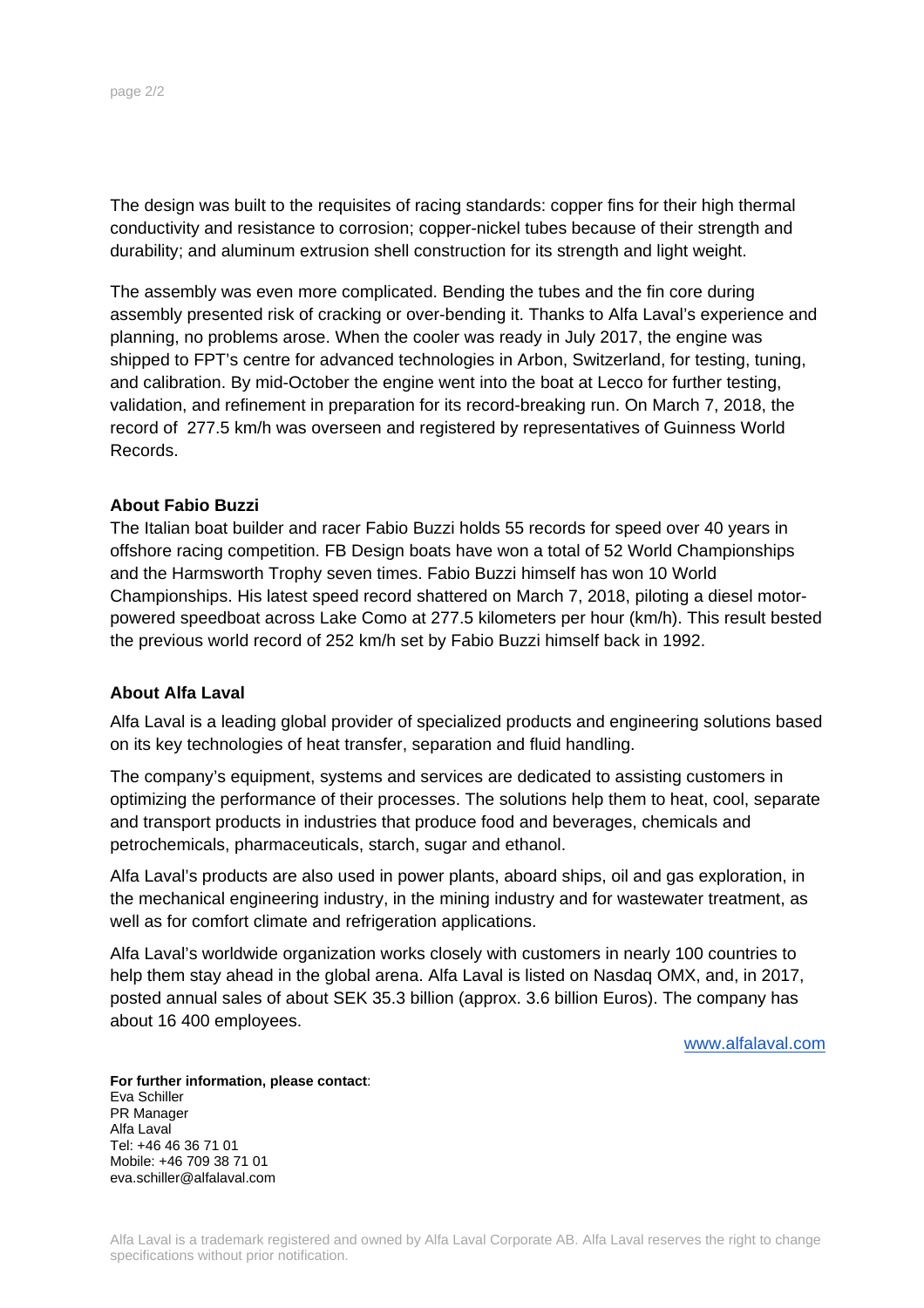The design was built to the requisites of racing standards: copper fins for their high thermal conductivity and resistance to corrosion; copper-nickel tubes because of their strength and durability; and aluminum extrusion shell construction for its strength and light weight.

The assembly was even more complicated. Bending the tubes and the fin core during assembly presented risk of cracking or over-bending it. Thanks to Alfa Laval's experience and planning, no problems arose. When the cooler was ready in July 2017, the engine was shipped to FPT's centre for advanced technologies in Arbon, Switzerland, for testing, tuning, and calibration. By mid-October the engine went into the boat at Lecco for further testing, validation, and refinement in preparation for its record-breaking run. On March 7, 2018, the record of 277.5 km/h was overseen and registered by representatives of Guinness World Records.

**About Fabio Buzzi**

The Italian boat builder and racer Fabio Buzzi holds 55 records for speed over 40 years in offshore racing competition. FB Design boats have won a total of 52 World Championships and the Harmsworth Trophy seven times. Fabio Buzzi himself has won 10 World Championships. His latest speed record shattered on March 7, 2018, piloting a diesel motor-powered speedboat across Lake Como at 277.5 kilometers per hour (km/h). This result bested the previous world record of 252 km/h set by Fabio Buzzi himself back in 1992.

**About Alfa Laval**

Alfa Laval is a leading global provider of specialized products and engineering solutions based on its key technologies of heat transfer, separation and fluid handling.

The company's equipment, systems and services are dedicated to assisting customers in optimizing the performance of their processes. The solutions help them to heat, cool, separate and transport products in industries that produce food and beverages, chemicals and petrochemicals, pharmaceuticals, starch, sugar and ethanol.

Alfa Laval's products are also used in power plants, aboard ships, oil and gas exploration, in the mechanical engineering industry, in the mining industry and for wastewater treatment, as well as for comfort climate and refrigeration applications.

Alfa Laval's worldwide organization works closely with customers in nearly 100 countries to help them stay ahead in the global arena. Alfa Laval is listed on Nasdaq OMX, and, in 2017, posted annual sales of about SEK 35.3 billion (approx. 3.6 billion Euros). The company has about 16 400 employees.

www.alfalaval.com

**For further information, please contact**:
Eva Schiller
PR Manager
Alfa Laval
Tel: +46 46 36 71 01
Mobile: +46 709 38 71 01
eva.schiller@alfalaval.com

Alfa Laval is a trademark registered and owned by Alfa Laval Corporate AB. Alfa Laval reserves the right to change specifications without prior notification.